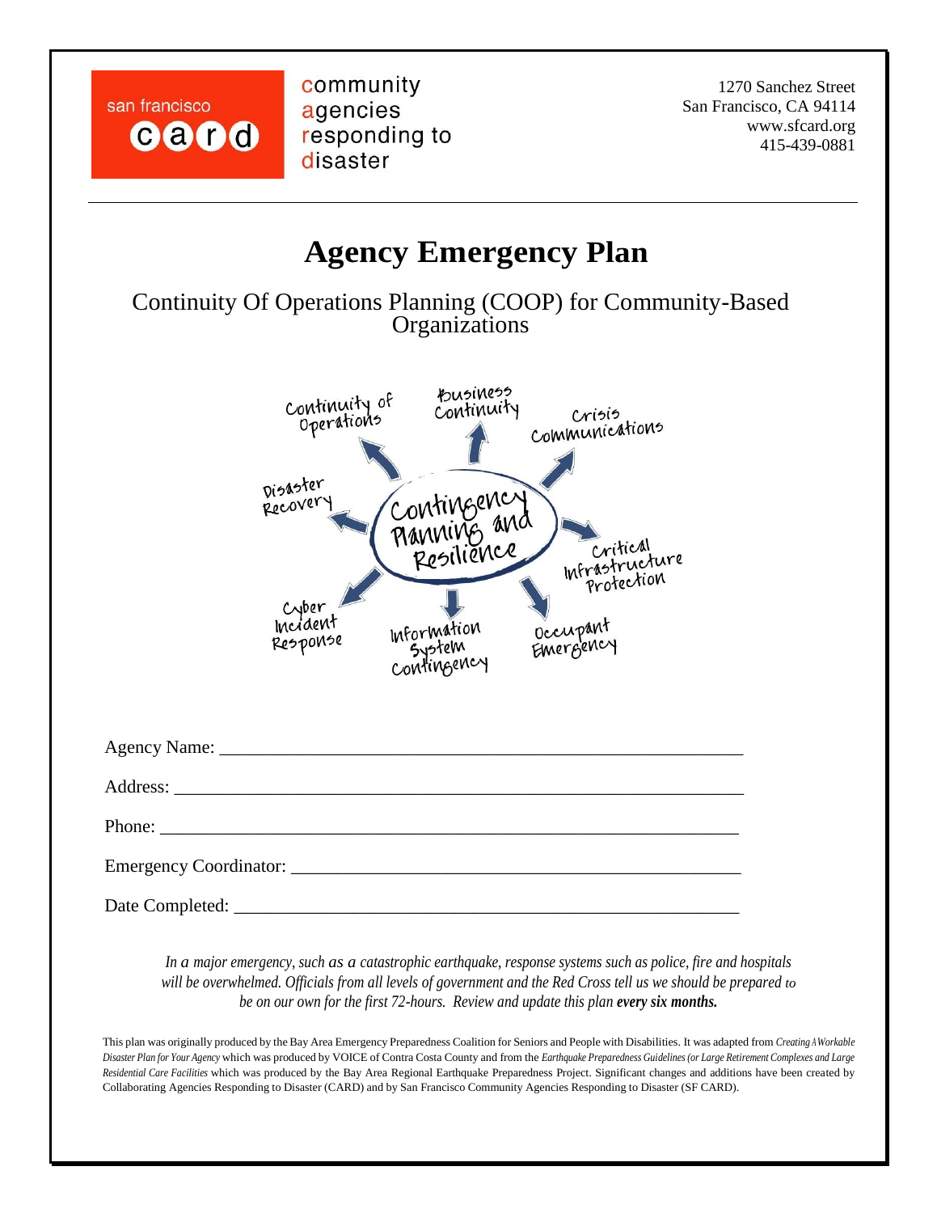san francisco card

community agencies responding to disaster

1270 Sanchez Street
San Francisco, CA 94114
www.sfcard.org
415-439-0881

# Agency Emergency Plan

## Continuity Of Operations Planning (COOP) for Community-Based Organizations

Contingency Planning and Resilience

- Continuity of Operations
- Business Continuity
- Crisis Communications
- Critical Infrastructure Protection
- Occupant Emergency
- Information System Contingency
- Cyber Incident Response
- Disaster Recovery

Agency Name: ____________________________________________________________

Address: ________________________________________________________________

Phone: __________________________________________________________________

Emergency Coordinator: ____________________________________________________

Date Completed: __________________________________________________________

*In a major emergency, such as a catastrophic earthquake, response systems such as police, fire and hospitals will be overwhelmed. Officials from all levels of government and the Red Cross tell us we should be prepared to be on our own for the first 72-hours. Review and update this plan* ***every six months.***

This plan was originally produced by the Bay Area Emergency Preparedness Coalition for Seniors and People with Disabilities. It was adapted from *Creating A Workable Disaster Plan for Your Agency* which was produced by VOICE of Contra Costa County and from the *Earthquake Preparedness Guidelines (or Large Retirement Complexes and Large Residential Care Facilities* which was produced by the Bay Area Regional Earthquake Preparedness Project. Significant changes and additions have been created by Collaborating Agencies Responding to Disaster (CARD) and by San Francisco Community Agencies Responding to Disaster (SF CARD).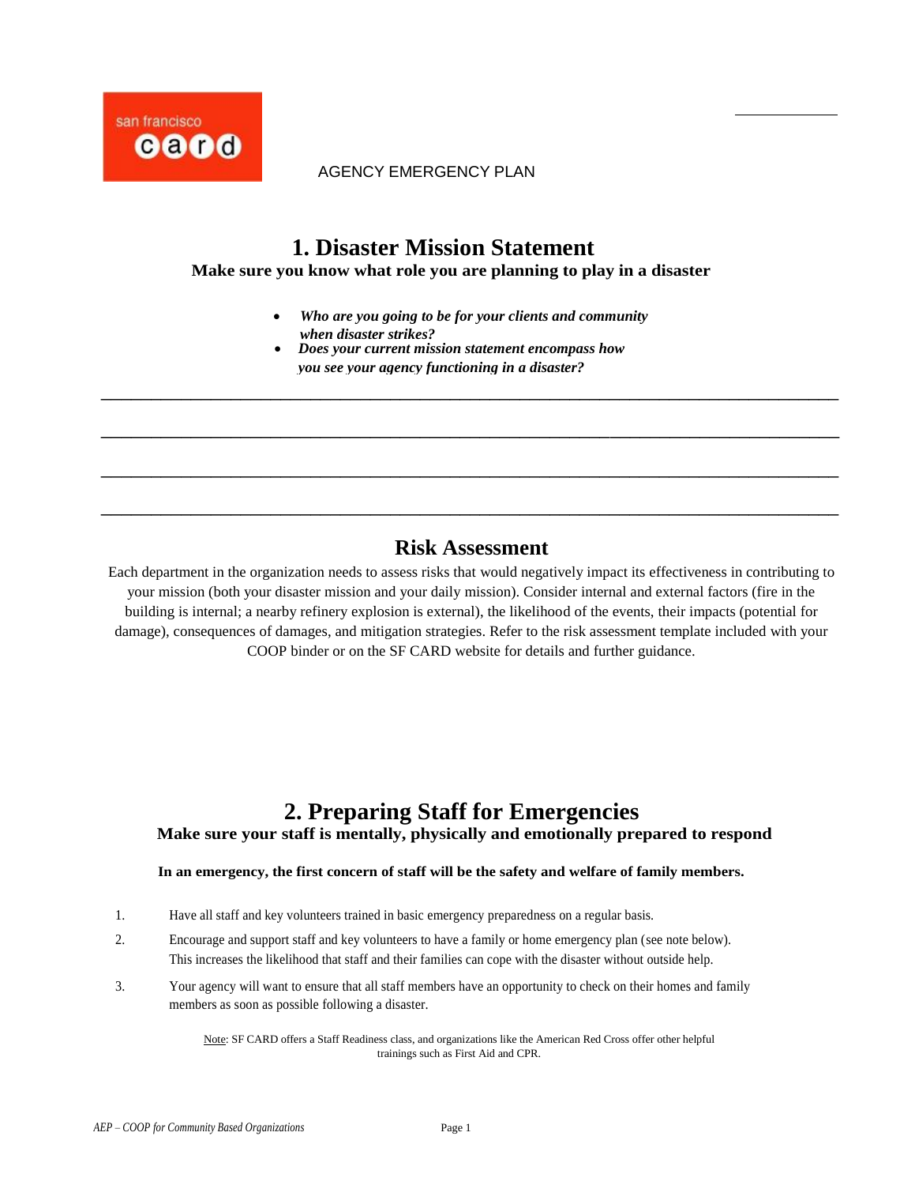san francisco card

AGENCY EMERGENCY PLAN

# 1. Disaster Mission Statement

**Make sure you know what role you are planning to play in a disaster**

- ***Who are you going to be for your clients and community when disaster strikes?***
- ***Does your current mission statement encompass how you see your agency functioning in a disaster?***

______________________________________________________________________________

______________________________________________________________________________

______________________________________________________________________________

______________________________________________________________________________

## Risk Assessment

Each department in the organization needs to assess risks that would negatively impact its effectiveness in contributing to your mission (both your disaster mission and your daily mission). Consider internal and external factors (fire in the building is internal; a nearby refinery explosion is external), the likelihood of the events, their impacts (potential for damage), consequences of damages, and mitigation strategies. Refer to the risk assessment template included with your COOP binder or on the SF CARD website for details and further guidance.

# 2. Preparing Staff for Emergencies

**Make sure your staff is mentally, physically and emotionally prepared to respond**

**In an emergency, the first concern of staff will be the safety and welfare of family members.**

1. Have all staff and key volunteers trained in basic emergency preparedness on a regular basis.
2. Encourage and support staff and key volunteers to have a family or home emergency plan (see note below). This increases the likelihood that staff and their families can cope with the disaster without outside help.
3. Your agency will want to ensure that all staff members have an opportunity to check on their homes and family members as soon as possible following a disaster.

Note: SF CARD offers a Staff Readiness class, and organizations like the American Red Cross offer other helpful trainings such as First Aid and CPR.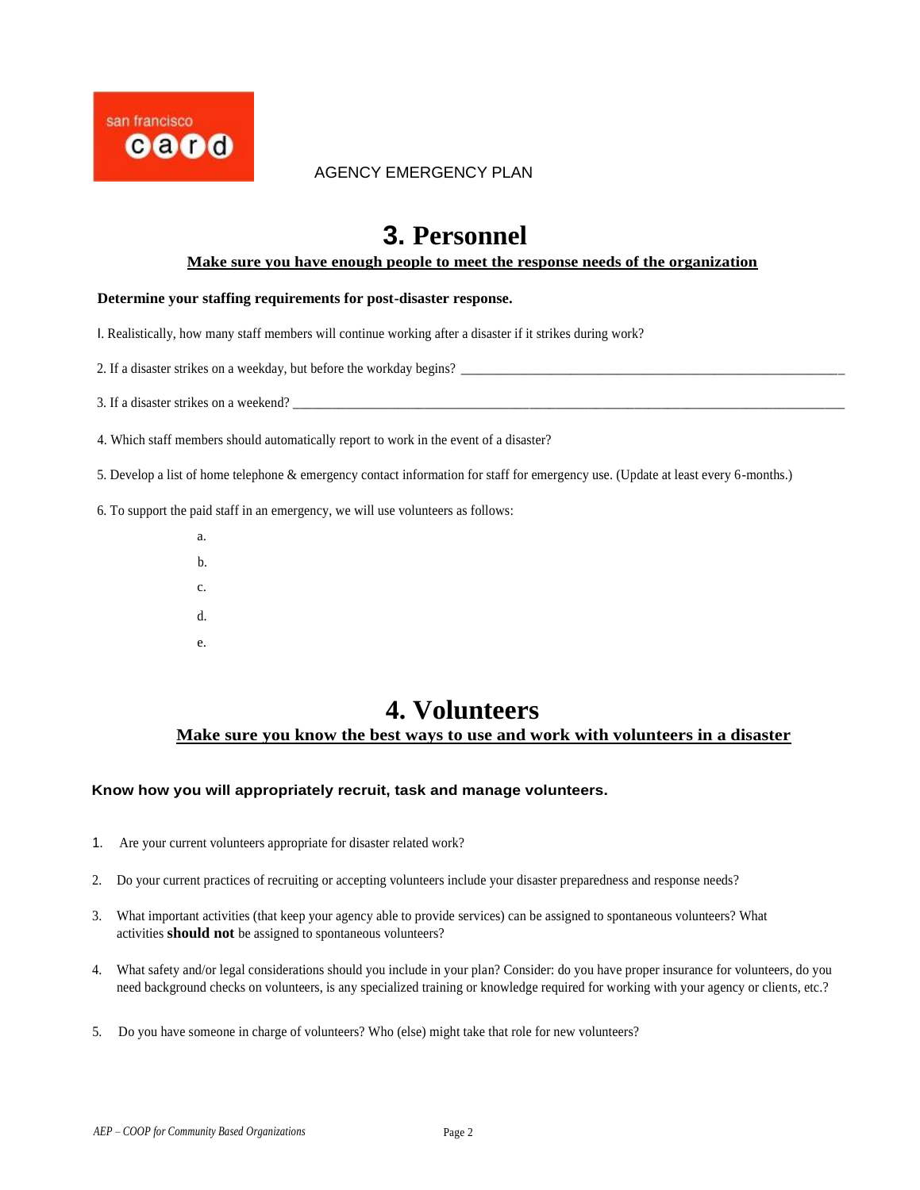AGENCY EMERGENCY PLAN

# 3. Personnel

**Make sure you have enough people to meet the response needs of the organization**

**Determine your staffing requirements for post-disaster response.**

I. Realistically, how many staff members will continue working after a disaster if it strikes during work?

2. If a disaster strikes on a weekday, but before the workday begins? ___________________________________________________________

3. If a disaster strikes on a weekend? ___________________________________________________________________________________

4. Which staff members should automatically report to work in the event of a disaster?

5. Develop a list of home telephone & emergency contact information for staff for emergency use. (Update at least every 6-months.)

6. To support the paid staff in an emergency, we will use volunteers as follows:

   a.

   b.

   c.

   d.

   e.

# 4. Volunteers

**Make sure you know the best ways to use and work with volunteers in a disaster**

**Know how you will appropriately recruit, task and manage volunteers.**

1. Are your current volunteers appropriate for disaster related work?
2. Do your current practices of recruiting or accepting volunteers include your disaster preparedness and response needs?
3. What important activities (that keep your agency able to provide services) can be assigned to spontaneous volunteers? What activities **should not** be assigned to spontaneous volunteers?
4. What safety and/or legal considerations should you include in your plan? Consider: do you have proper insurance for volunteers, do you need background checks on volunteers, is any specialized training or knowledge required for working with your agency or clients, etc.?
5. Do you have someone in charge of volunteers? Who (else) might take that role for new volunteers?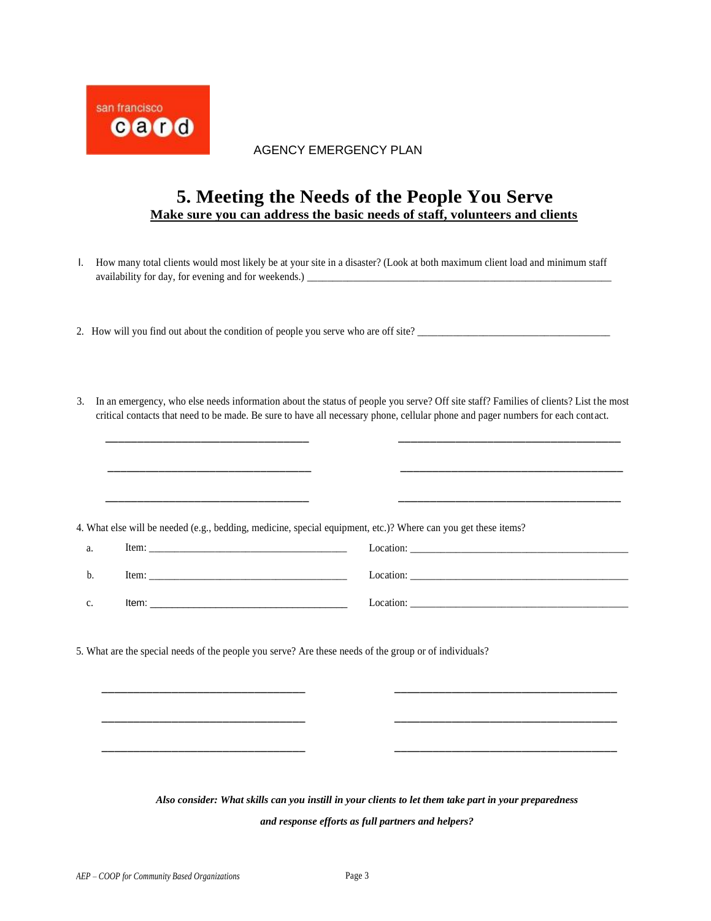AGENCY EMERGENCY PLAN

# 5. Meeting the Needs of the People You Serve

**Make sure you can address the basic needs of staff, volunteers and clients**

1. How many total clients would most likely be at your site in a disaster? (Look at both maximum client load and minimum staff availability for day, for evening and for weekends.) ____________________________________________________________

2. How will you find out about the condition of people you serve who are off site? ______________________________________

3. In an emergency, who else needs information about the status of people you serve? Off site staff? Families of clients? List the most critical contacts that need to be made. Be sure to have all necessary phone, cellular phone and pager numbers for each contact.

   ___________________________________ ______________________________________

   ___________________________________ ______________________________________

   ___________________________________ ______________________________________

4. What else will be needed (e.g., bedding, medicine, special equipment, etc.)? Where can you get these items?

   a. Item: ______________________________________ Location: __________________________________________

   b. Item: ______________________________________ Location: __________________________________________

   c. Item: ______________________________________ Location: __________________________________________

5. What are the special needs of the people you serve? Are these needs of the group or of individuals?

   ___________________________________ ______________________________________

   ___________________________________ ______________________________________

   ___________________________________ ______________________________________

***Also consider: What skills can you instill in your clients to let them take part in your preparedness and response efforts as full partners and helpers?***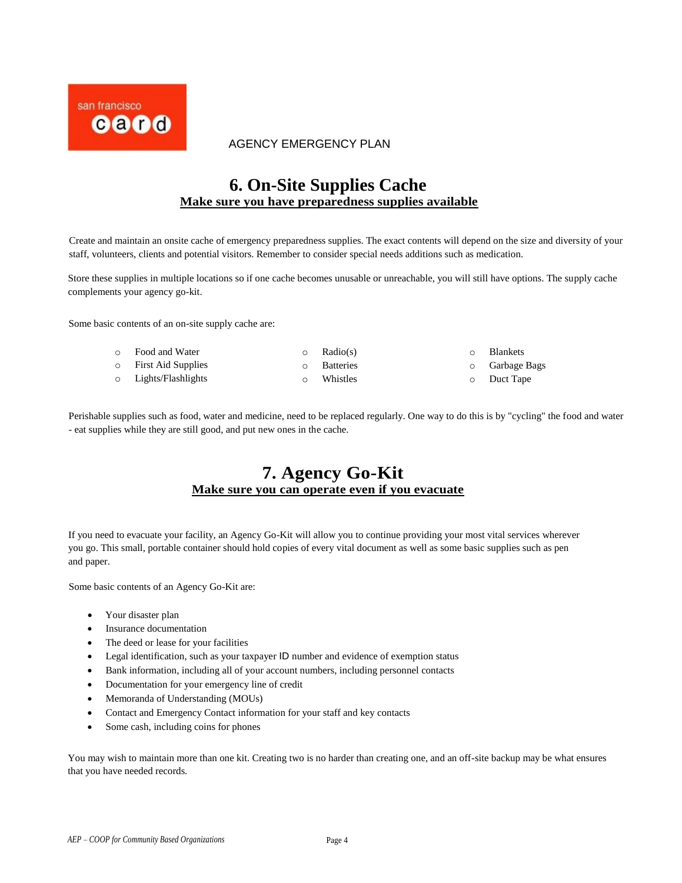# 6. On-Site Supplies Cache

**Make sure you have preparedness supplies available**

Create and maintain an onsite cache of emergency preparedness supplies. The exact contents will depend on the size and diversity of your staff, volunteers, clients and potential visitors. Remember to consider special needs additions such as medication.

Store these supplies in multiple locations so if one cache becomes unusable or unreachable, you will still have options. The supply cache complements your agency go-kit.

Some basic contents of an on-site supply cache are:

- Food and Water
- First Aid Supplies
- Lights/Flashlights
- Radio(s)
- Batteries
- Whistles
- Blankets
- Garbage Bags
- Duct Tape

Perishable supplies such as food, water and medicine, need to be replaced regularly. One way to do this is by "cycling" the food and water - eat supplies while they are still good, and put new ones in the cache.

# 7. Agency Go-Kit

**Make sure you can operate even if you evacuate**

If you need to evacuate your facility, an Agency Go-Kit will allow you to continue providing your most vital services wherever you go. This small, portable container should hold copies of every vital document as well as some basic supplies such as pen and paper.

Some basic contents of an Agency Go-Kit are:

- Your disaster plan
- Insurance documentation
- The deed or lease for your facilities
- Legal identification, such as your taxpayer ID number and evidence of exemption status
- Bank information, including all of your account numbers, including personnel contacts
- Documentation for your emergency line of credit
- Memoranda of Understanding (MOUs)
- Contact and Emergency Contact information for your staff and key contacts
- Some cash, including coins for phones

You may wish to maintain more than one kit. Creating two is no harder than creating one, and an off-site backup may be what ensures that you have needed records.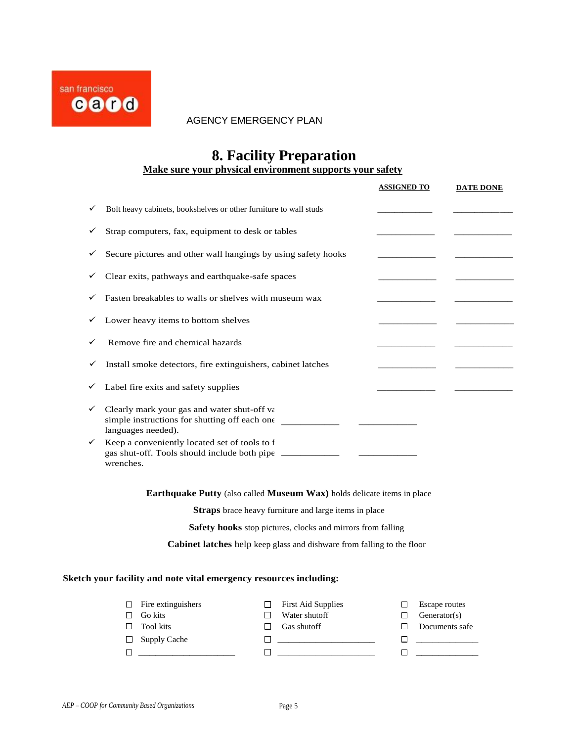AGENCY EMERGENCY PLAN

# 8. Facility Preparation

**Make sure your physical environment supports your safety**

| | ASSIGNED TO | DATE DONE |
|---|---|---|
| ✓ Bolt heavy cabinets, bookshelves or other furniture to wall studs | ____________ | ____________ |
| ✓ Strap computers, fax, equipment to desk or tables | ____________ | ____________ |
| ✓ Secure pictures and other wall hangings by using safety hooks | ____________ | ____________ |
| ✓ Clear exits, pathways and earthquake-safe spaces | ____________ | ____________ |
| ✓ Fasten breakables to walls or shelves with museum wax | ____________ | ____________ |
| ✓ Lower heavy items to bottom shelves | ____________ | ____________ |
| ✓ Remove fire and chemical hazards | ____________ | ____________ |
| ✓ Install smoke detectors, fire extinguishers, cabinet latches | ____________ | ____________ |
| ✓ Label fire exits and safety supplies | ____________ | ____________ |
| ✓ Clearly mark your gas and water shut-off va simple instructions for shutting off each one languages needed). | ____________ | ____________ |
| ✓ Keep a conveniently located set of tools to f gas shut-off. Tools should include both pipe wrenches. | ____________ | ____________ |

**Earthquake Putty** (also called **Museum Wax)** holds delicate items in place

**Straps** brace heavy furniture and large items in place

**Safety hooks** stop pictures, clocks and mirrors from falling

**Cabinet latches** help keep glass and dishware from falling to the floor

**Sketch your facility and note vital emergency resources including:**

- ☐ Fire extinguishers
- ☐ Go kits
- ☐ Tool kits
- ☐ Supply Cache
- ☐ ____________________
- ☐ First Aid Supplies
- ☐ Water shutoff
- ☐ Gas shutoff
- ☐ ____________________
- ☐ ____________________
- ☐ Escape routes
- ☐ Generator(s)
- ☐ Documents safe
- ☐ ____________________
- ☐ ____________________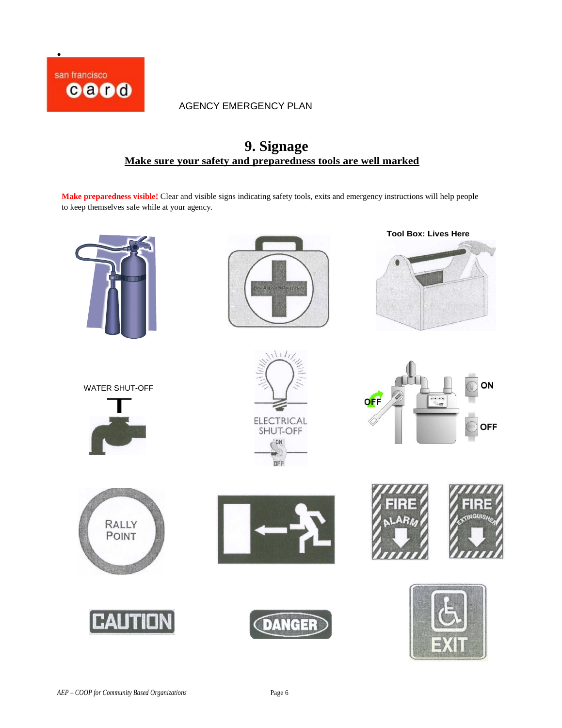AGENCY EMERGENCY PLAN

# 9. Signage

## Make sure your safety and preparedness tools are well marked

**Make preparedness visible!** Clear and visible signs indicating safety tools, exits and emergency instructions will help people to keep themselves safe while at your agency.

**Tool Box: Lives Here**

WATER SHUT-OFF

ELECTRICAL SHUT-OFF

ON

OFF

OFF

ON

OFF

RALLY POINT

FIRE ALARM

FIRE EXTINGUISHER

CAUTION

DANGER

EXIT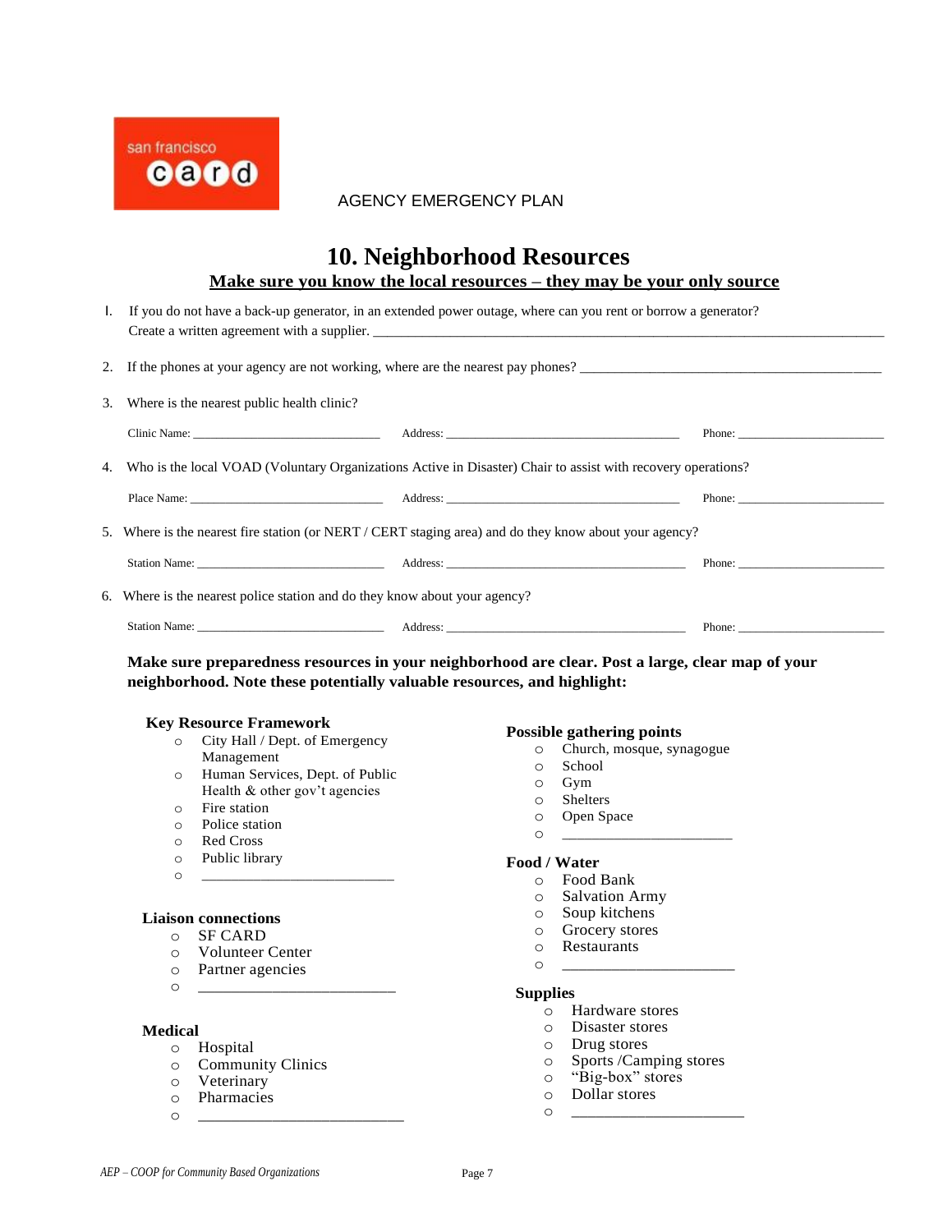AGENCY EMERGENCY PLAN

# 10. Neighborhood Resources

**Make sure you know the local resources – they may be your only source**

1. If you do not have a back-up generator, in an extended power outage, where can you rent or borrow a generator? Create a written agreement with a supplier. ______________________________________________

2. If the phones at your agency are not working, where are the nearest pay phones? ______________________________

3. Where is the nearest public health clinic?

   Clinic Name: ______________________ Address: ____________________________ Phone: __________________

4. Who is the local VOAD (Voluntary Organizations Active in Disaster) Chair to assist with recovery operations?

   Place Name: ______________________ Address: ____________________________ Phone: __________________

5. Where is the nearest fire station (or NERT / CERT staging area) and do they know about your agency?

   Station Name: ______________________ Address: ____________________________ Phone: __________________

6. Where is the nearest police station and do they know about your agency?

   Station Name: ______________________ Address: ____________________________ Phone: __________________

**Make sure preparedness resources in your neighborhood are clear. Post a large, clear map of your neighborhood. Note these potentially valuable resources, and highlight:**

**Key Resource Framework**

- City Hall / Dept. of Emergency Management
- Human Services, Dept. of Public Health & other gov't agencies
- Fire station
- Police station
- Red Cross
- Public library
- ______________________

**Liaison connections**

- SF CARD
- Volunteer Center
- Partner agencies
- ______________________

**Medical**

- Hospital
- Community Clinics
- Veterinary
- Pharmacies
- ______________________

**Possible gathering points**

- Church, mosque, synagogue
- School
- Gym
- Shelters
- Open Space
- ______________________

**Food / Water**

- Food Bank
- Salvation Army
- Soup kitchens
- Grocery stores
- Restaurants
- ______________________

**Supplies**

- Hardware stores
- Disaster stores
- Drug stores
- Sports /Camping stores
- "Big-box" stores
- Dollar stores
- ______________________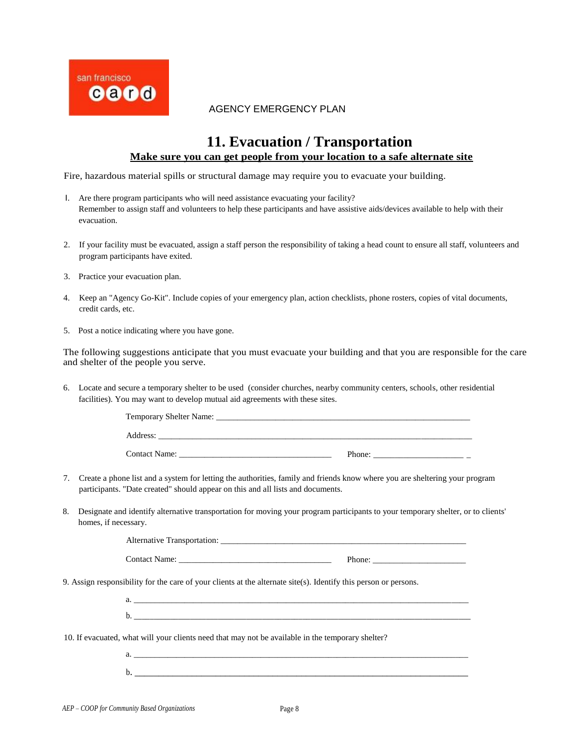AGENCY EMERGENCY PLAN

# 11. Evacuation / Transportation

**Make sure you can get people from your location to a safe alternate site**

Fire, hazardous material spills or structural damage may require you to evacuate your building.

1. Are there program participants who will need assistance evacuating your facility?
   Remember to assign staff and volunteers to help these participants and have assistive aids/devices available to help with their evacuation.

2. If your facility must be evacuated, assign a staff person the responsibility of taking a head count to ensure all staff, volunteers and program participants have exited.

3. Practice your evacuation plan.

4. Keep an "Agency Go-Kit". Include copies of your emergency plan, action checklists, phone rosters, copies of vital documents, credit cards, etc.

5. Post a notice indicating where you have gone.

The following suggestions anticipate that you must evacuate your building and that you are responsible for the care and shelter of the people you serve.

6. Locate and secure a temporary shelter to be used (consider churches, nearby community centers, schools, other residential facilities). You may want to develop mutual aid agreements with these sites.

   Temporary Shelter Name: ___________________________________________________________

   Address: ___________________________________________________________________________

   Contact Name: ___________________________________ Phone: _____________________ _

7. Create a phone list and a system for letting the authorities, family and friends know where you are sheltering your program participants. "Date created" should appear on this and all lists and documents.

8. Designate and identify alternative transportation for moving your program participants to your temporary shelter, or to clients' homes, if necessary.

   Alternative Transportation: ___________________________________________________________

   Contact Name: ___________________________________ Phone: _____________________

9. Assign responsibility for the care of your clients at the alternate site(s). Identify this person or persons.

   a. ________________________________________________________________________________

   b. ________________________________________________________________________________

10. If evacuated, what will your clients need that may not be available in the temporary shelter?

   a. ________________________________________________________________________________

   b. ________________________________________________________________________________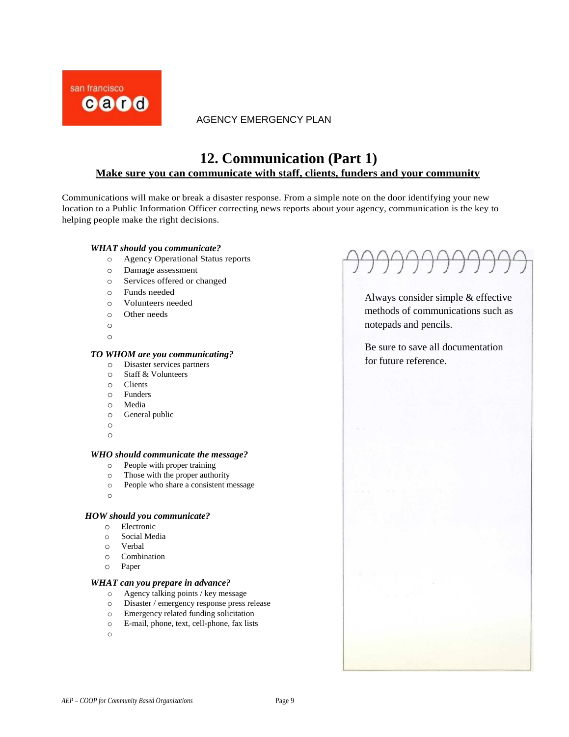AGENCY EMERGENCY PLAN

# 12. Communication (Part 1)

**Make sure you can communicate with staff, clients, funders and your community**

Communications will make or break a disaster response. From a simple note on the door identifying your new location to a Public Information Officer correcting news reports about your agency, communication is the key to helping people make the right decisions.

***WHAT should you communicate?***

- Agency Operational Status reports
- Damage assessment
- Services offered or changed
- Funds needed
- Volunteers needed
- Other needs
- 
- 

***TO WHOM are you communicating?***

- Disaster services partners
- Staff & Volunteers
- Clients
- Funders
- Media
- General public
- 
- 

***WHO should communicate the message?***

- People with proper training
- Those with the proper authority
- People who share a consistent message
- 

***HOW should you communicate?***

- Electronic
- Social Media
- Verbal
- Combination
- Paper

***WHAT can you prepare in advance?***

- Agency talking points / key message
- Disaster / emergency response press release
- Emergency related funding solicitation
- E-mail, phone, text, cell-phone, fax lists
- 

Always consider simple & effective methods of communications such as notepads and pencils.

Be sure to save all documentation for future reference.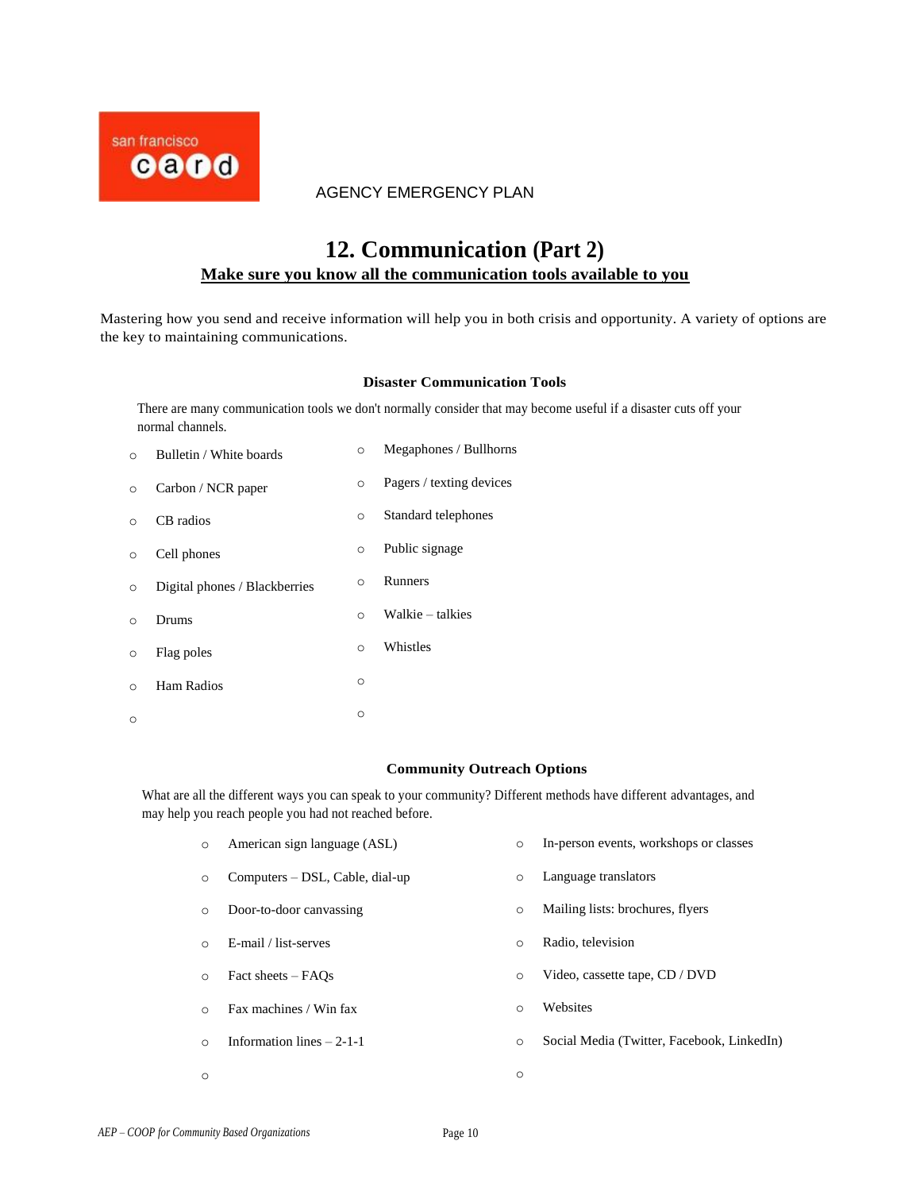AGENCY EMERGENCY PLAN

# 12. Communication (Part 2)

## Make sure you know all the communication tools available to you

Mastering how you send and receive information will help you in both crisis and opportunity. A variety of options are the key to maintaining communications.

### Disaster Communication Tools

There are many communication tools we don't normally consider that may become useful if a disaster cuts off your normal channels.

- Bulletin / White boards
- Carbon / NCR paper
- CB radios
- Cell phones
- Digital phones / Blackberries
- Drums
- Flag poles
- Ham Radios
- 
- Megaphones / Bullhorns
- Pagers / texting devices
- Standard telephones
- Public signage
- Runners
- Walkie – talkies
- Whistles
- 
- 

### Community Outreach Options

What are all the different ways you can speak to your community? Different methods have different advantages, and may help you reach people you had not reached before.

- American sign language (ASL)
- Computers – DSL, Cable, dial-up
- Door-to-door canvassing
- E-mail / list-serves
- Fact sheets – FAQs
- Fax machines / Win fax
- Information lines – 2-1-1
- 
- In-person events, workshops or classes
- Language translators
- Mailing lists: brochures, flyers
- Radio, television
- Video, cassette tape, CD / DVD
- Websites
- Social Media (Twitter, Facebook, LinkedIn)
-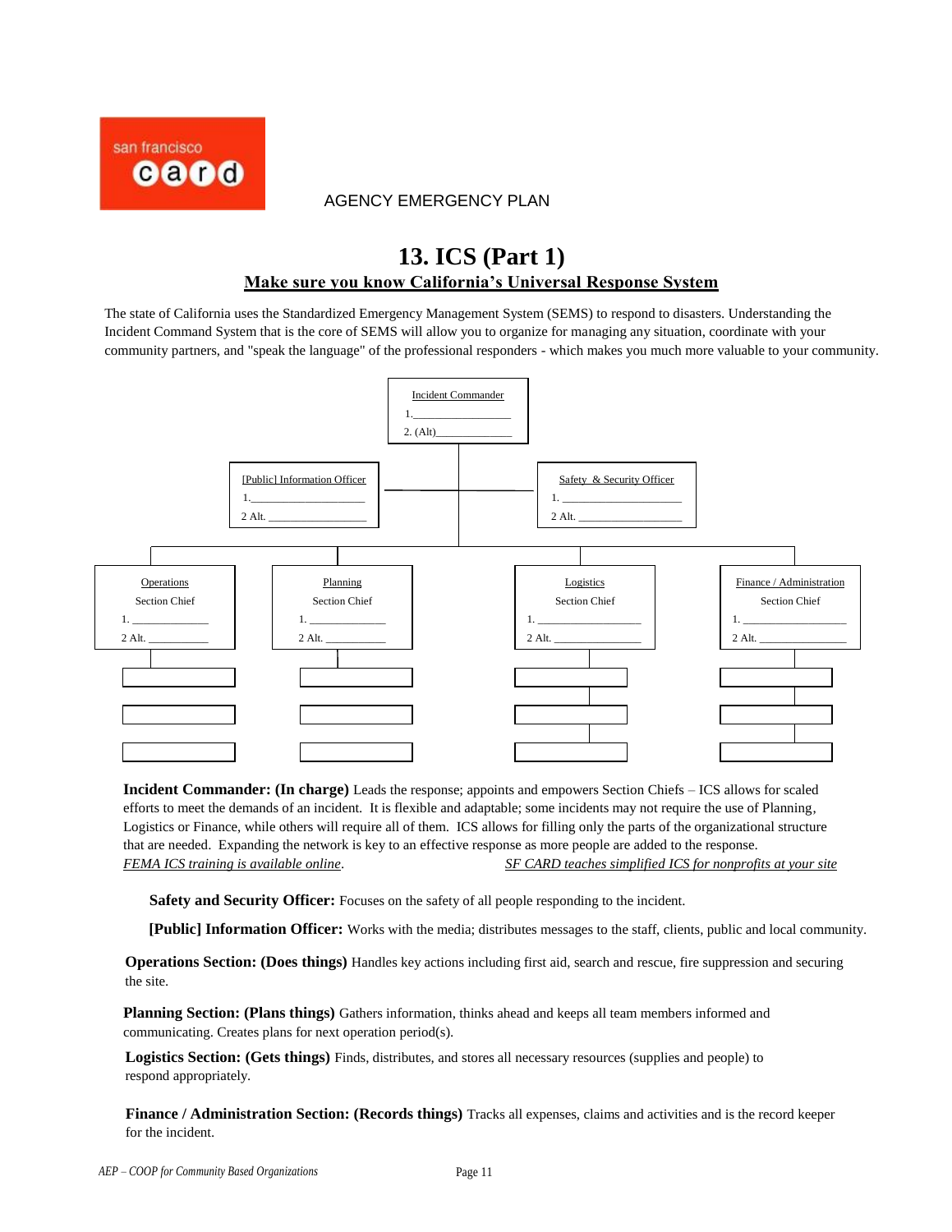AGENCY EMERGENCY PLAN

# 13. ICS (Part 1)

## Make sure you know California's Universal Response System

The state of California uses the Standardized Emergency Management System (SEMS) to respond to disasters. Understanding the Incident Command System that is the core of SEMS will allow you to organize for managing any situation, coordinate with your community partners, and "speak the language" of the professional responders - which makes you much more valuable to your community.

Incident Commander
1. ________________
2. (Alt) ____________

[Public] Information Officer
1. ____________________
2 Alt. __________________

Safety & Security Officer
1. ____________________
2 Alt. __________________

| Operations Section Chief | Planning Section Chief | Logistics Section Chief | Finance / Administration Section Chief |
|---|---|---|---|
| 1. ____________ | 1. ____________ | 1. ________________ | 1. ________________ |
| 2 Alt. __________ | 2 Alt. __________ | 2 Alt. ______________ | 2 Alt. ______________ |
| | | | |
| | | | |
| | | | |

**Incident Commander: (In charge)** Leads the response; appoints and empowers Section Chiefs – ICS allows for scaled efforts to meet the demands of an incident. It is flexible and adaptable; some incidents may not require the use of Planning, Logistics or Finance, while others will require all of them. ICS allows for filling only the parts of the organizational structure that are needed. Expanding the network is key to an effective response as more people are added to the response.
*FEMA ICS training is available online*. *SF CARD teaches simplified ICS for nonprofits at your site*

**Safety and Security Officer:** Focuses on the safety of all people responding to the incident.

**[Public] Information Officer:** Works with the media; distributes messages to the staff, clients, public and local community.

**Operations Section: (Does things)** Handles key actions including first aid, search and rescue, fire suppression and securing the site.

**Planning Section: (Plans things)** Gathers information, thinks ahead and keeps all team members informed and communicating. Creates plans for next operation period(s).

**Logistics Section: (Gets things)** Finds, distributes, and stores all necessary resources (supplies and people) to respond appropriately.

**Finance / Administration Section: (Records things)** Tracks all expenses, claims and activities and is the record keeper for the incident.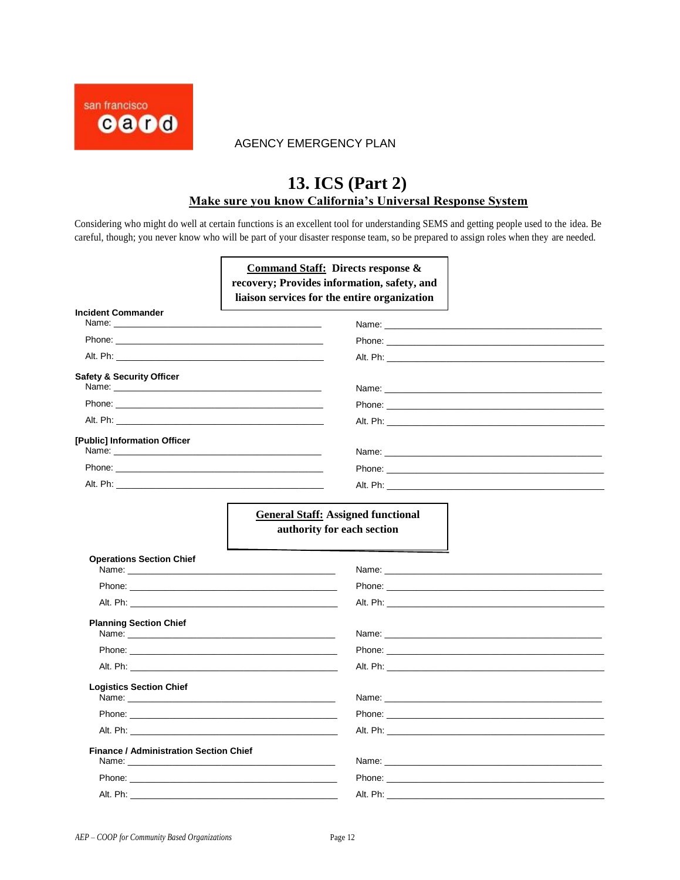AGENCY EMERGENCY PLAN

# 13. ICS (Part 2)

## Make sure you know California's Universal Response System

Considering who might do well at certain functions is an excellent tool for understanding SEMS and getting people used to the idea. Be careful, though; you never know who will be part of your disaster response team, so be prepared to assign roles when they are needed.

**Command Staff: Directs response & recovery; Provides information, safety, and liaison services for the entire organization**

**Incident Commander**

Name: ______________________ Name: ______________________

Phone: ______________________ Phone: ______________________

Alt. Ph: ______________________ Alt. Ph: ______________________

**Safety & Security Officer**

Name: ______________________ Name: ______________________

Phone: ______________________ Phone: ______________________

Alt. Ph: ______________________ Alt. Ph: ______________________

**[Public] Information Officer**

Name: ______________________ Name: ______________________

Phone: ______________________ Phone: ______________________

Alt. Ph: ______________________ Alt. Ph: ______________________

**General Staff: Assigned functional authority for each section**

**Operations Section Chief**

Name: ______________________ Name: ______________________

Phone: ______________________ Phone: ______________________

Alt. Ph: ______________________ Alt. Ph: ______________________

**Planning Section Chief**

Name: ______________________ Name: ______________________

Phone: ______________________ Phone: ______________________

Alt. Ph: ______________________ Alt. Ph: ______________________

**Logistics Section Chief**

Name: ______________________ Name: ______________________

Phone: ______________________ Phone: ______________________

Alt. Ph: ______________________ Alt. Ph: ______________________

**Finance / Administration Section Chief**

Name: ______________________ Name: ______________________

Phone: ______________________ Phone: ______________________

Alt. Ph: ______________________ Alt. Ph: ______________________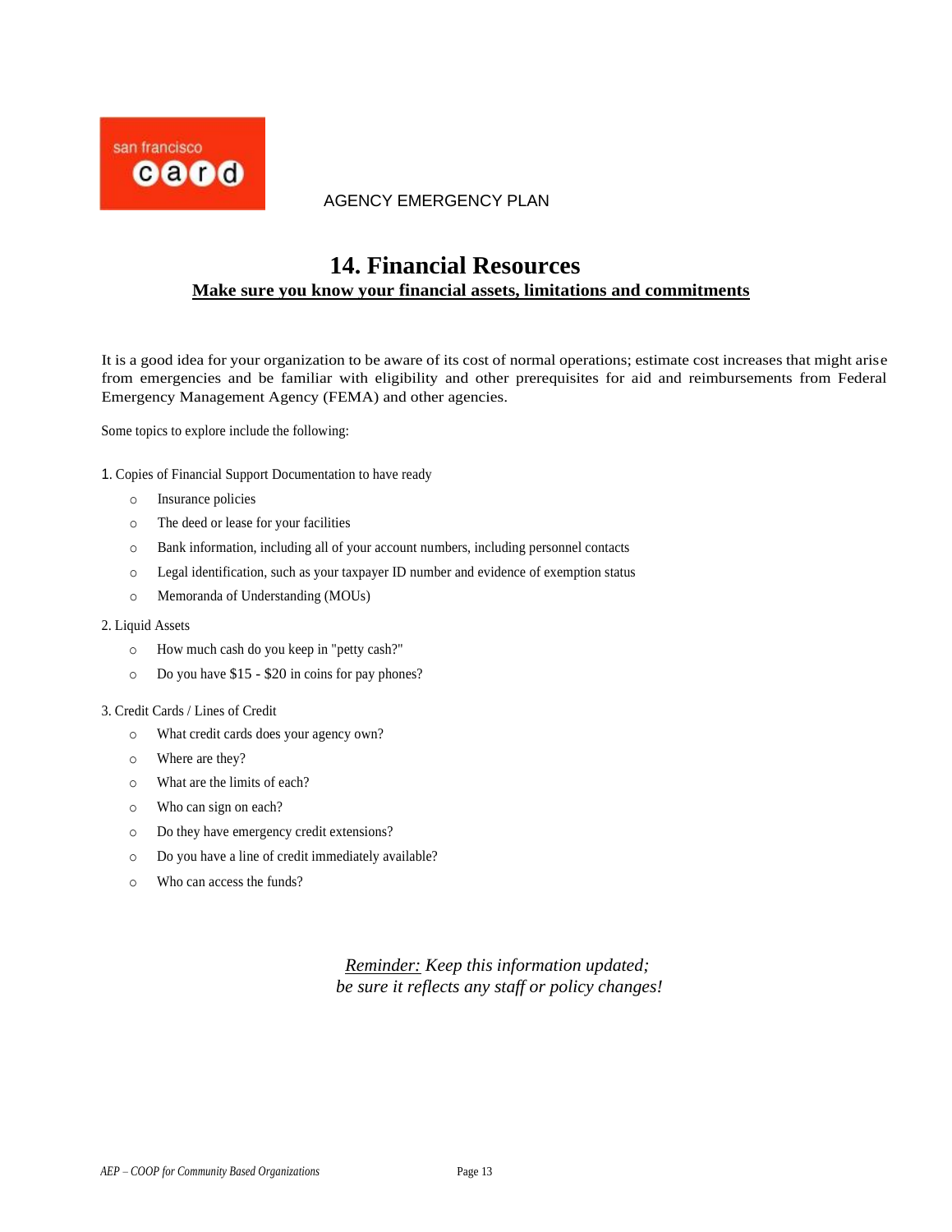AGENCY EMERGENCY PLAN

# 14. Financial Resources

**Make sure you know your financial assets, limitations and commitments**

It is a good idea for your organization to be aware of its cost of normal operations; estimate cost increases that might arise from emergencies and be familiar with eligibility and other prerequisites for aid and reimbursements from Federal Emergency Management Agency (FEMA) and other agencies.

Some topics to explore include the following:

1. Copies of Financial Support Documentation to have ready
   - Insurance policies
   - The deed or lease for your facilities
   - Bank information, including all of your account numbers, including personnel contacts
   - Legal identification, such as your taxpayer ID number and evidence of exemption status
   - Memoranda of Understanding (MOUs)
2. Liquid Assets
   - How much cash do you keep in "petty cash?"
   - Do you have $15 - $20 in coins for pay phones?
3. Credit Cards / Lines of Credit
   - What credit cards does your agency own?
   - Where are they?
   - What are the limits of each?
   - Who can sign on each?
   - Do they have emergency credit extensions?
   - Do you have a line of credit immediately available?
   - Who can access the funds?

*Reminder: Keep this information updated;*
*be sure it reflects any staff or policy changes!*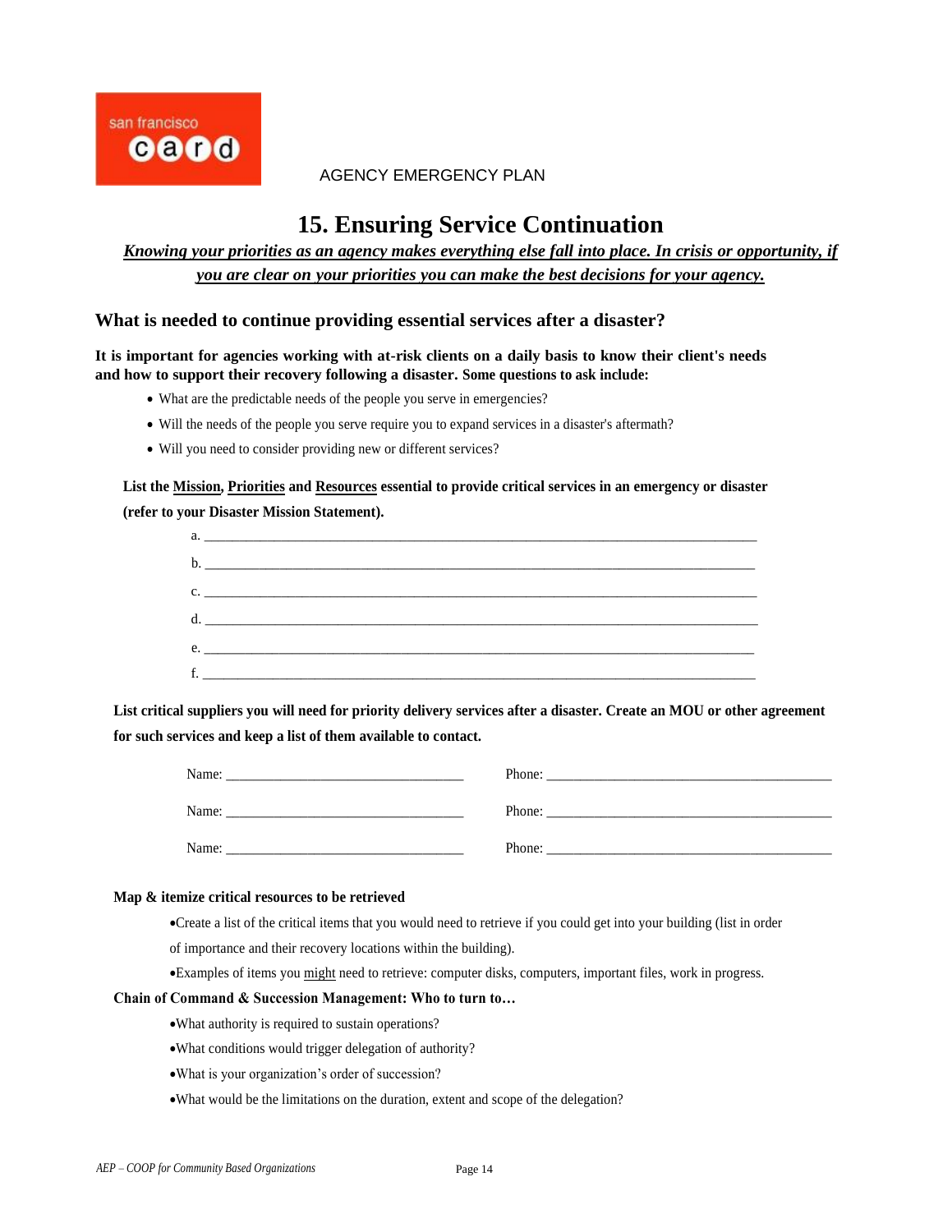AGENCY EMERGENCY PLAN

# 15. Ensuring Service Continuation

***Knowing your priorities as an agency makes everything else fall into place. In crisis or opportunity, if you are clear on your priorities you can make the best decisions for your agency.***

## What is needed to continue providing essential services after a disaster?

**It is important for agencies working with at-risk clients on a daily basis to know their client's needs and how to support their recovery following a disaster. Some questions to ask include:**

- What are the predictable needs of the people you serve in emergencies?
- Will the needs of the people you serve require you to expand services in a disaster's aftermath?
- Will you need to consider providing new or different services?

**List the Mission, Priorities and Resources essential to provide critical services in an emergency or disaster (refer to your Disaster Mission Statement).**

a. ______________________________________________________________________

b. ______________________________________________________________________

c. ______________________________________________________________________

d. ______________________________________________________________________

e. ______________________________________________________________________

f. ______________________________________________________________________

**List critical suppliers you will need for priority delivery services after a disaster. Create an MOU or other agreement for such services and keep a list of them available to contact.**

Name: ______________________________ Phone: ____________________________________

Name: ______________________________ Phone: ____________________________________

Name: ______________________________ Phone: ____________________________________

**Map & itemize critical resources to be retrieved**

- Create a list of the critical items that you would need to retrieve if you could get into your building (list in order of importance and their recovery locations within the building).
- Examples of items you might need to retrieve: computer disks, computers, important files, work in progress.

**Chain of Command & Succession Management: Who to turn to…**

- What authority is required to sustain operations?
- What conditions would trigger delegation of authority?
- What is your organization's order of succession?
- What would be the limitations on the duration, extent and scope of the delegation?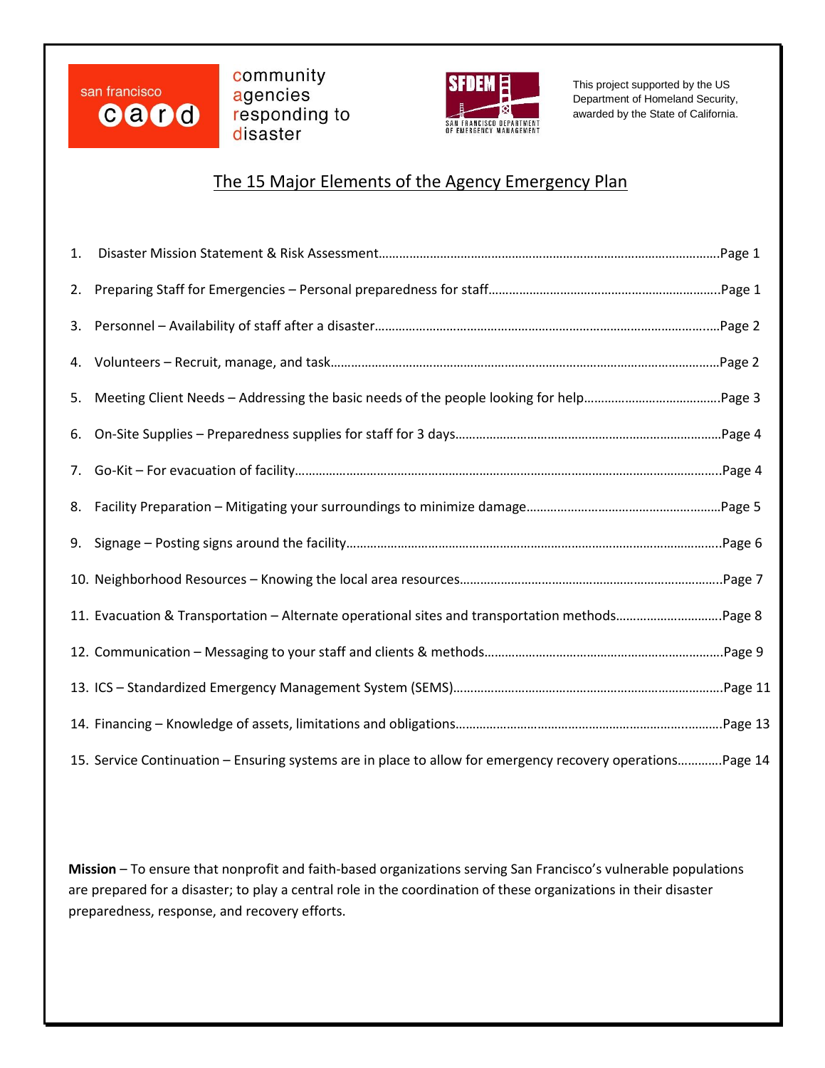san francisco card

community agencies responding to disaster

SFDEM SAN FRANCISCO DEPARTMENT OF EMERGENCY MANAGEMENT

This project supported by the US Department of Homeland Security, awarded by the State of California.

# The 15 Major Elements of the Agency Emergency Plan

1. Disaster Mission Statement & Risk Assessment……………………………………………………………………………………Page 1
2. Preparing Staff for Emergencies – Personal preparedness for staff…………………………………………………………..Page 1
3. Personnel – Availability of staff after a disaster…………………………………………………………………………………..Page 2
4. Volunteers – Recruit, manage, and task…………………………………………………………………………………………………Page 2
5. Meeting Client Needs – Addressing the basic needs of the people looking for help…………………………………Page 3
6. On-Site Supplies – Preparedness supplies for staff for 3 days……………………………………………………………………Page 4
7. Go-Kit – For evacuation of facility……………………………………………………………………………………………………………..Page 4
8. Facility Preparation – Mitigating your surroundings to minimize damage…………………………………………………Page 5
9. Signage – Posting signs around the facility……………………………………………………………………………………………..Page 6
10. Neighborhood Resources – Knowing the local area resources……………………………………………………………………..Page 7
11. Evacuation & Transportation – Alternate operational sites and transportation methods…………………………Page 8
12. Communication – Messaging to your staff and clients & methods……………………………………………………………Page 9
13. ICS – Standardized Emergency Management System (SEMS)…………………………………………………………………….Page 11
14. Financing – Knowledge of assets, limitations and obligations……………………………………………………………………Page 13
15. Service Continuation – Ensuring systems are in place to allow for emergency recovery operations…………Page 14

**Mission** – To ensure that nonprofit and faith-based organizations serving San Francisco's vulnerable populations are prepared for a disaster; to play a central role in the coordination of these organizations in their disaster preparedness, response, and recovery efforts.